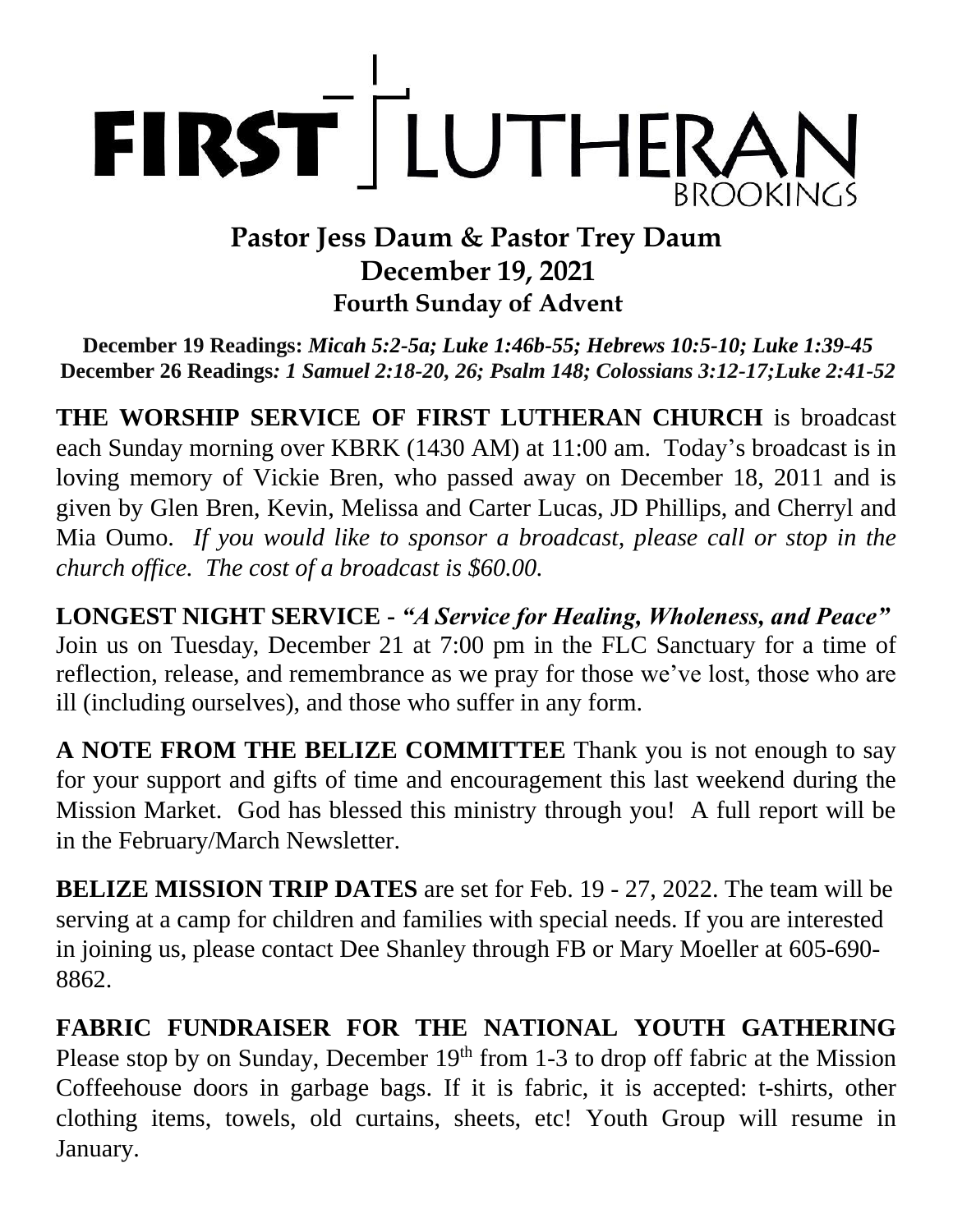# FIRST LUTHERAN BROOKINGS

## Pastor Jess Daum & Pastor Trey Daum
## December 19, 2021
### Fourth Sunday of Advent

**December 19 Readings:** ***Micah 5:2-5a; Luke 1:46b-55; Hebrews 10:5-10; Luke 1:39-45***
**December 26 Readings*: 1 Samuel 2:18-20, 26; Psalm 148; Colossians 3:12-17;Luke 2:41-52***

**THE WORSHIP SERVICE OF FIRST LUTHERAN CHURCH** is broadcast each Sunday morning over KBRK (1430 AM) at 11:00 am. Today's broadcast is in loving memory of Vickie Bren, who passed away on December 18, 2011 and is given by Glen Bren, Kevin, Melissa and Carter Lucas, JD Phillips, and Cherryl and Mia Oumo. *If you would like to sponsor a broadcast, please call or stop in the church office. The cost of a broadcast is $60.00.*

**LONGEST NIGHT SERVICE - *"A Service for Healing, Wholeness, and Peace"*** Join us on Tuesday, December 21 at 7:00 pm in the FLC Sanctuary for a time of reflection, release, and remembrance as we pray for those we've lost, those who are ill (including ourselves), and those who suffer in any form.

**A NOTE FROM THE BELIZE COMMITTEE** Thank you is not enough to say for your support and gifts of time and encouragement this last weekend during the Mission Market. God has blessed this ministry through you! A full report will be in the February/March Newsletter.

**BELIZE MISSION TRIP DATES** are set for Feb. 19 - 27, 2022. The team will be serving at a camp for children and families with special needs. If you are interested in joining us, please contact Dee Shanley through FB or Mary Moeller at 605-690-8862.

**FABRIC FUNDRAISER FOR THE NATIONAL YOUTH GATHERING** Please stop by on Sunday, December 19th from 1-3 to drop off fabric at the Mission Coffeehouse doors in garbage bags. If it is fabric, it is accepted: t-shirts, other clothing items, towels, old curtains, sheets, etc! Youth Group will resume in January.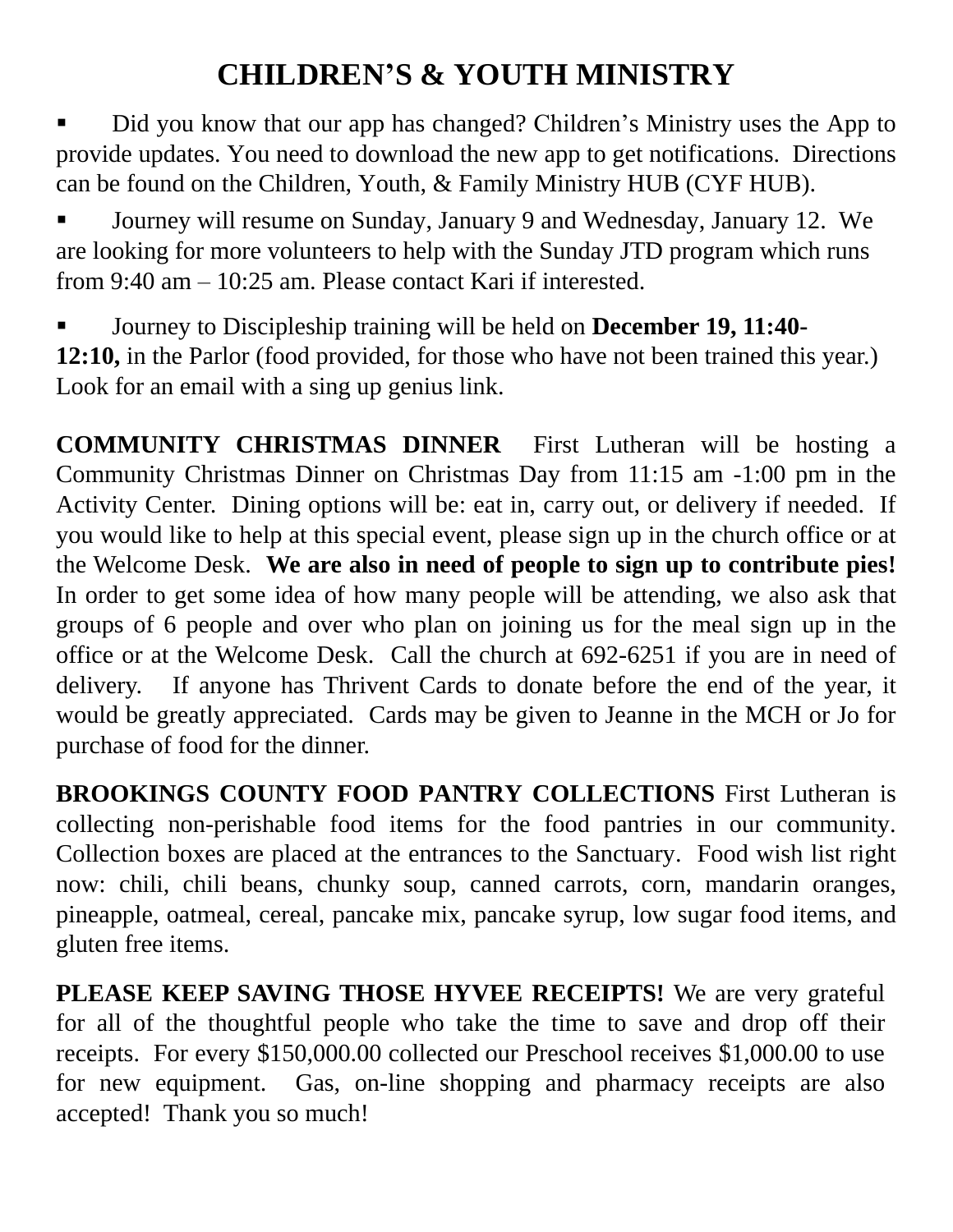# CHILDREN'S & YOUTH MINISTRY

- Did you know that our app has changed? Children's Ministry uses the App to provide updates. You need to download the new app to get notifications. Directions can be found on the Children, Youth, & Family Ministry HUB (CYF HUB).
- Journey will resume on Sunday, January 9 and Wednesday, January 12. We are looking for more volunteers to help with the Sunday JTD program which runs from 9:40 am – 10:25 am. Please contact Kari if interested.
- Journey to Discipleship training will be held on **December 19, 11:40-12:10,** in the Parlor (food provided, for those who have not been trained this year.) Look for an email with a sing up genius link.

**COMMUNITY CHRISTMAS DINNER** First Lutheran will be hosting a Community Christmas Dinner on Christmas Day from 11:15 am -1:00 pm in the Activity Center. Dining options will be: eat in, carry out, or delivery if needed. If you would like to help at this special event, please sign up in the church office or at the Welcome Desk. **We are also in need of people to sign up to contribute pies!** In order to get some idea of how many people will be attending, we also ask that groups of 6 people and over who plan on joining us for the meal sign up in the office or at the Welcome Desk. Call the church at 692-6251 if you are in need of delivery. If anyone has Thrivent Cards to donate before the end of the year, it would be greatly appreciated. Cards may be given to Jeanne in the MCH or Jo for purchase of food for the dinner.

**BROOKINGS COUNTY FOOD PANTRY COLLECTIONS** First Lutheran is collecting non-perishable food items for the food pantries in our community. Collection boxes are placed at the entrances to the Sanctuary. Food wish list right now: chili, chili beans, chunky soup, canned carrots, corn, mandarin oranges, pineapple, oatmeal, cereal, pancake mix, pancake syrup, low sugar food items, and gluten free items.

**PLEASE KEEP SAVING THOSE HYVEE RECEIPTS!** We are very grateful for all of the thoughtful people who take the time to save and drop off their receipts. For every $150,000.00 collected our Preschool receives $1,000.00 to use for new equipment. Gas, on-line shopping and pharmacy receipts are also accepted! Thank you so much!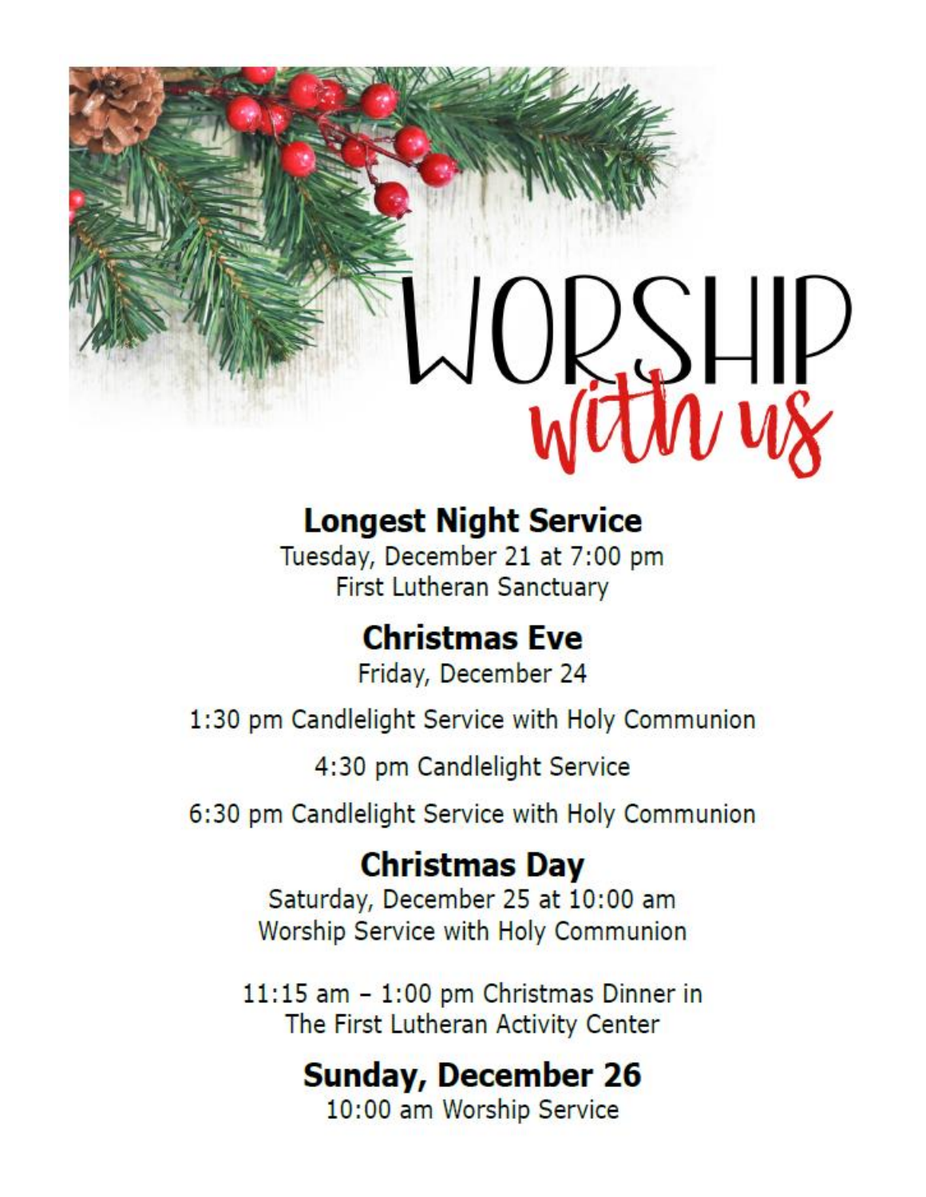# WORSHIP *with us*

## Longest Night Service

Tuesday, December 21 at 7:00 pm
First Lutheran Sanctuary

## Christmas Eve

Friday, December 24

1:30 pm Candlelight Service with Holy Communion

4:30 pm Candlelight Service

6:30 pm Candlelight Service with Holy Communion

## Christmas Day

Saturday, December 25 at 10:00 am
Worship Service with Holy Communion

11:15 am – 1:00 pm Christmas Dinner in
The First Lutheran Activity Center

## Sunday, December 26

10:00 am Worship Service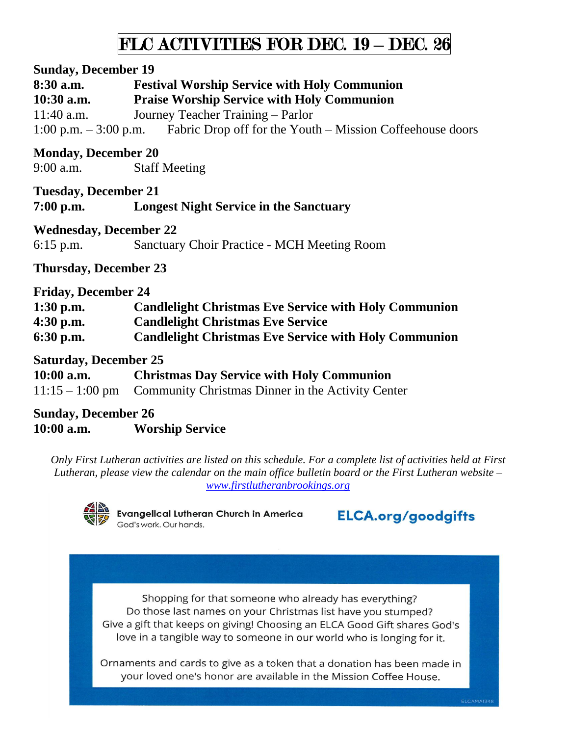# FLC ACTIVITIES FOR DEC. 19 – DEC. 26

**Sunday, December 19**

**8:30 a.m.** **Festival Worship Service with Holy Communion**
**10:30 a.m.** **Praise Worship Service with Holy Communion**
11:40 a.m. Journey Teacher Training – Parlor
1:00 p.m. – 3:00 p.m. Fabric Drop off for the Youth – Mission Coffeehouse doors

**Monday, December 20**

9:00 a.m. Staff Meeting

**Tuesday, December 21**

**7:00 p.m.** **Longest Night Service in the Sanctuary**

**Wednesday, December 22**

6:15 p.m. Sanctuary Choir Practice - MCH Meeting Room

**Thursday, December 23**

**Friday, December 24**

**1:30 p.m.** **Candlelight Christmas Eve Service with Holy Communion**
**4:30 p.m.** **Candlelight Christmas Eve Service**
**6:30 p.m.** **Candlelight Christmas Eve Service with Holy Communion**

**Saturday, December 25**

**10:00 a.m.** **Christmas Day Service with Holy Communion**
11:15 – 1:00 pm Community Christmas Dinner in the Activity Center

**Sunday, December 26**

**10:00 a.m.** **Worship Service**

*Only First Lutheran activities are listed on this schedule. For a complete list of activities held at First Lutheran, please view the calendar on the main office bulletin board or the First Lutheran website – www.firstlutheranbrookings.org*

Evangelical Lutheran Church in America
God's work. Our hands.

**ELCA.org/goodgifts**

Shopping for that someone who already has everything?
Do those last names on your Christmas list have you stumped?
Give a gift that keeps on giving! Choosing an ELCA Good Gift shares God's love in a tangible way to someone in our world who is longing for it.

Ornaments and cards to give as a token that a donation has been made in your loved one's honor are available in the Mission Coffee House.

ELCAMA1348